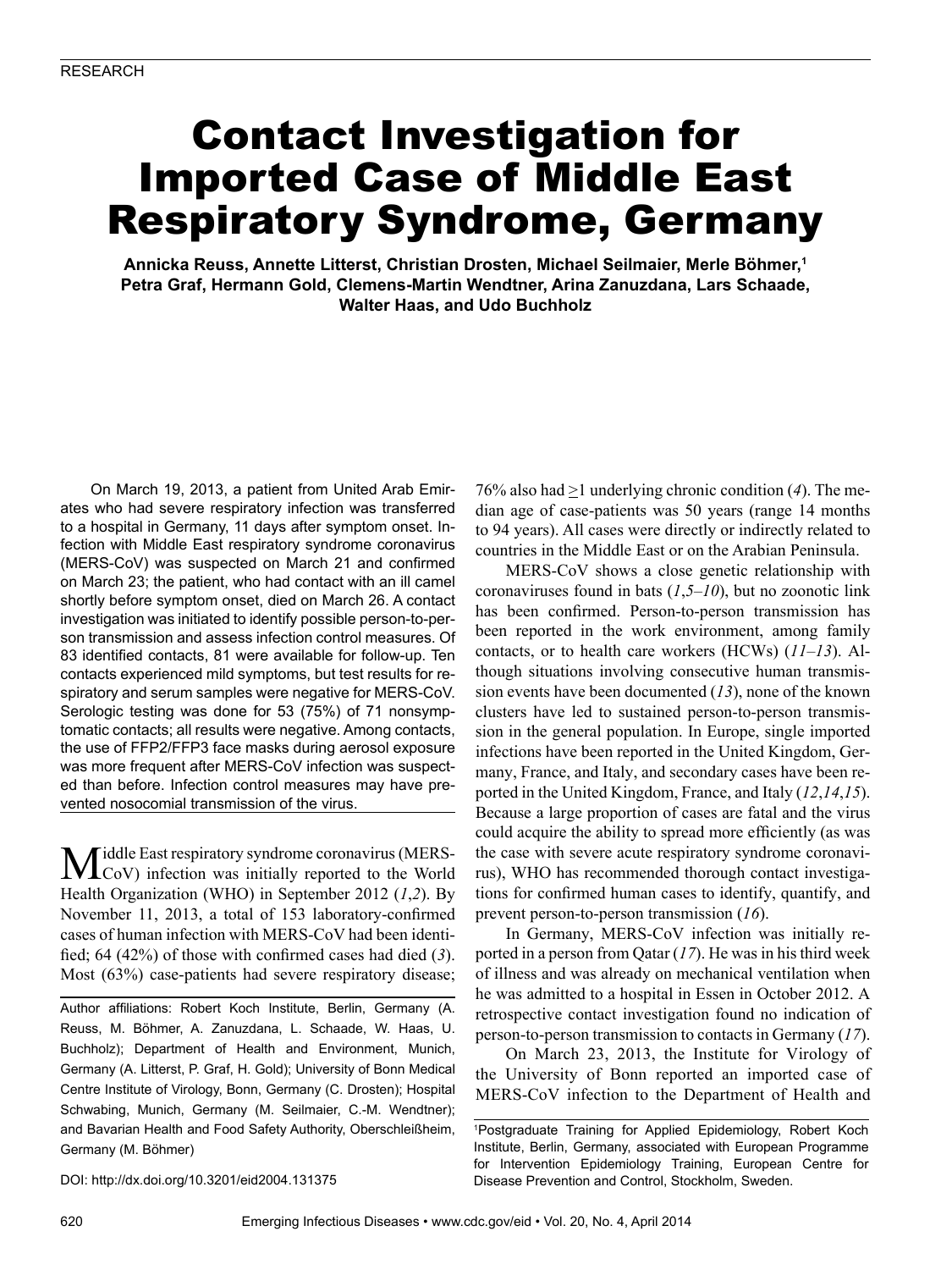RESEARCH

# Contact Investigation for Imported Case of Middle East Respiratory Syndrome, Germany

**Annicka Reuss, Annette Litterst, Christian Drosten, Michael Seilmaier, Merle Böhmer,[1] Petra Graf, Hermann Gold, Clemens-Martin Wendtner, Arina Zanuzdana, Lars Schaade, Walter Haas, and Udo Buchholz**

On March 19, 2013, a patient from United Arab Emirates who had severe respiratory infection was transferred to a hospital in Germany, 11 days after symptom onset. Infection with Middle East respiratory syndrome coronavirus (MERS-CoV) was suspected on March 21 and confirmed on March 23; the patient, who had contact with an ill camel shortly before symptom onset, died on March 26. A contact investigation was initiated to identify possible person-to-person transmission and assess infection control measures. Of 83 identified contacts, 81 were available for follow-up. Ten contacts experienced mild symptoms, but test results for respiratory and serum samples were negative for MERS-CoV. Serologic testing was done for 53 (75%) of 71 nonsymptomatic contacts; all results were negative. Among contacts, the use of FFP2/FFP3 face masks during aerosol exposure was more frequent after MERS-CoV infection was suspected than before. Infection control measures may have prevented nosocomial transmission of the virus.

Middle East respiratory syndrome coronavirus (MERS-CoV) infection was initially reported to the World Health Organization (WHO) in September 2012 (*1*,*2*). By November 11, 2013, a total of 153 laboratory-confirmed cases of human infection with MERS-CoV had been identified; 64 (42%) of those with confirmed cases had died (*3*). Most (63%) case-patients had severe respiratory disease; 76% also had ≥1 underlying chronic condition (*4*). The median age of case-patients was 50 years (range 14 months to 94 years). All cases were directly or indirectly related to countries in the Middle East or on the Arabian Peninsula.

MERS-CoV shows a close genetic relationship with coronaviruses found in bats (*1*,*5*–*10*), but no zoonotic link has been confirmed. Person-to-person transmission has been reported in the work environment, among family contacts, or to health care workers (HCWs) (*11*–*13*). Although situations involving consecutive human transmission events have been documented (*13*), none of the known clusters have led to sustained person-to-person transmission in the general population. In Europe, single imported infections have been reported in the United Kingdom, Germany, France, and Italy, and secondary cases have been reported in the United Kingdom, France, and Italy (*12*,*14*,*15*). Because a large proportion of cases are fatal and the virus could acquire the ability to spread more efficiently (as was the case with severe acute respiratory syndrome coronavirus), WHO has recommended thorough contact investigations for confirmed human cases to identify, quantify, and prevent person-to-person transmission (*16*).

In Germany, MERS-CoV infection was initially reported in a person from Qatar (*17*). He was in his third week of illness and was already on mechanical ventilation when he was admitted to a hospital in Essen in October 2012. A retrospective contact investigation found no indication of person-to-person transmission to contacts in Germany (*17*).

On March 23, 2013, the Institute for Virology of the University of Bonn reported an imported case of MERS-CoV infection to the Department of Health and

Author affiliations: Robert Koch Institute, Berlin, Germany (A. Reuss, M. Böhmer, A. Zanuzdana, L. Schaade, W. Haas, U. Buchholz); Department of Health and Environment, Munich, Germany (A. Litterst, P. Graf, H. Gold); University of Bonn Medical Centre Institute of Virology, Bonn, Germany (C. Drosten); Hospital Schwabing, Munich, Germany (M. Seilmaier, C.-M. Wendtner); and Bavarian Health and Food Safety Authority, Oberschleißheim, Germany (M. Böhmer)

DOI: http://dx.doi.org/10.3201/eid2004.131375

[1]Postgraduate Training for Applied Epidemiology, Robert Koch Institute, Berlin, Germany, associated with European Programme for Intervention Epidemiology Training, European Centre for Disease Prevention and Control, Stockholm, Sweden.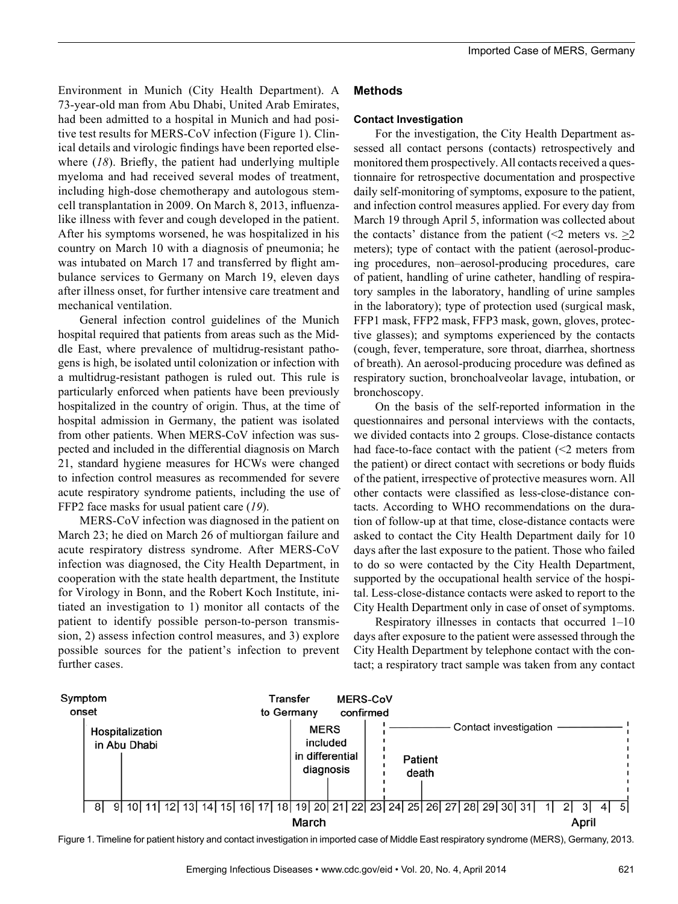Environment in Munich (City Health Department). A 73-year-old man from Abu Dhabi, United Arab Emirates, had been admitted to a hospital in Munich and had positive test results for MERS-CoV infection (Figure 1). Clinical details and virologic findings have been reported elsewhere (*18*). Briefly, the patient had underlying multiple myeloma and had received several modes of treatment, including high-dose chemotherapy and autologous stem-cell transplantation in 2009. On March 8, 2013, influenza-like illness with fever and cough developed in the patient. After his symptoms worsened, he was hospitalized in his country on March 10 with a diagnosis of pneumonia; he was intubated on March 17 and transferred by flight ambulance services to Germany on March 19, eleven days after illness onset, for further intensive care treatment and mechanical ventilation.

General infection control guidelines of the Munich hospital required that patients from areas such as the Middle East, where prevalence of multidrug-resistant pathogens is high, be isolated until colonization or infection with a multidrug-resistant pathogen is ruled out. This rule is particularly enforced when patients have been previously hospitalized in the country of origin. Thus, at the time of hospital admission in Germany, the patient was isolated from other patients. When MERS-CoV infection was suspected and included in the differential diagnosis on March 21, standard hygiene measures for HCWs were changed to infection control measures as recommended for severe acute respiratory syndrome patients, including the use of FFP2 face masks for usual patient care (*19*).

MERS-CoV infection was diagnosed in the patient on March 23; he died on March 26 of multiorgan failure and acute respiratory distress syndrome. After MERS-CoV infection was diagnosed, the City Health Department, in cooperation with the state health department, the Institute for Virology in Bonn, and the Robert Koch Institute, initiated an investigation to 1) monitor all contacts of the patient to identify possible person-to-person transmission, 2) assess infection control measures, and 3) explore possible sources for the patient's infection to prevent further cases.

## Methods

### Contact Investigation

For the investigation, the City Health Department assessed all contact persons (contacts) retrospectively and monitored them prospectively. All contacts received a questionnaire for retrospective documentation and prospective daily self-monitoring of symptoms, exposure to the patient, and infection control measures applied. For every day from March 19 through April 5, information was collected about the contacts' distance from the patient (<2 meters vs. ≥2 meters); type of contact with the patient (aerosol-producing procedures, non–aerosol-producing procedures, care of patient, handling of urine catheter, handling of respiratory samples in the laboratory, handling of urine samples in the laboratory); type of protection used (surgical mask, FFP1 mask, FFP2 mask, FFP3 mask, gown, gloves, protective glasses); and symptoms experienced by the contacts (cough, fever, temperature, sore throat, diarrhea, shortness of breath). An aerosol-producing procedure was defined as respiratory suction, bronchoalveolar lavage, intubation, or bronchoscopy.

On the basis of the self-reported information in the questionnaires and personal interviews with the contacts, we divided contacts into 2 groups. Close-distance contacts had face-to-face contact with the patient (<2 meters from the patient) or direct contact with secretions or body fluids of the patient, irrespective of protective measures worn. All other contacts were classified as less-close-distance contacts. According to WHO recommendations on the duration of follow-up at that time, close-distance contacts were asked to contact the City Health Department daily for 10 days after the last exposure to the patient. Those who failed to do so were contacted by the City Health Department, supported by the occupational health service of the hospital. Less-close-distance contacts were asked to report to the City Health Department only in case of onset of symptoms.

Respiratory illnesses in contacts that occurred 1–10 days after exposure to the patient were assessed through the City Health Department by telephone contact with the contact; a respiratory tract sample was taken from any contact

Figure 1. Timeline for patient history and contact investigation in imported case of Middle East respiratory syndrome (MERS), Germany, 2013.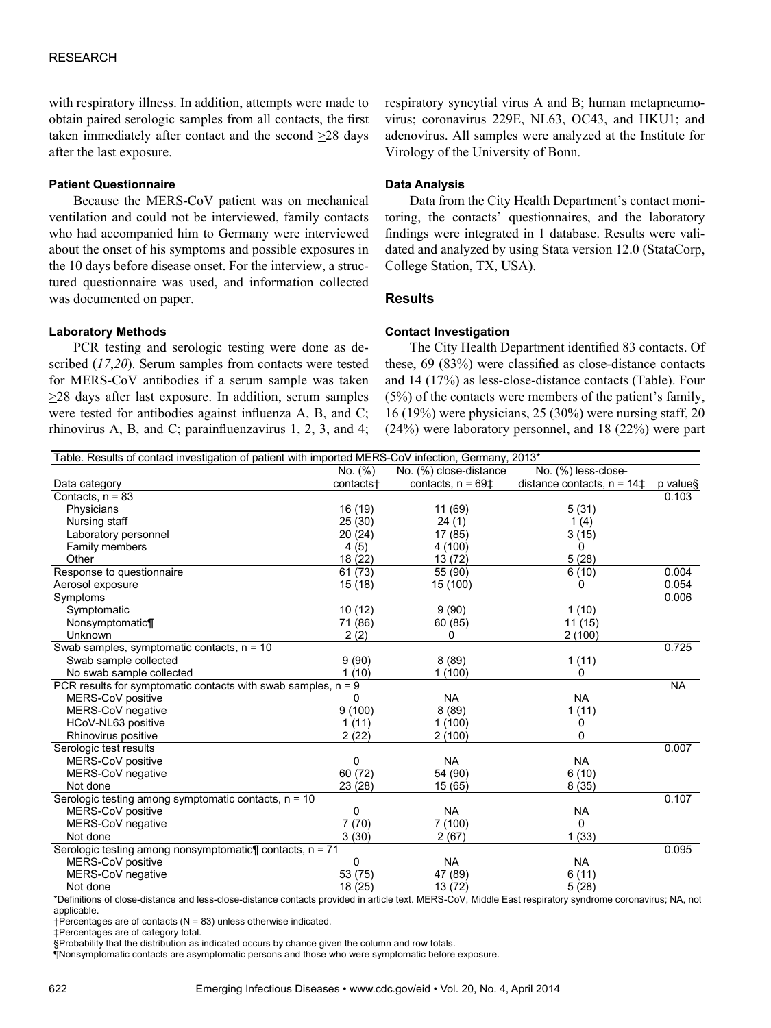with respiratory illness. In addition, attempts were made to obtain paired serologic samples from all contacts, the first taken immediately after contact and the second ≥28 days after the last exposure.

### Patient Questionnaire

Because the MERS-CoV patient was on mechanical ventilation and could not be interviewed, family contacts who had accompanied him to Germany were interviewed about the onset of his symptoms and possible exposures in the 10 days before disease onset. For the interview, a structured questionnaire was used, and information collected was documented on paper.

### Laboratory Methods

PCR testing and serologic testing were done as described (*17*,*20*). Serum samples from contacts were tested for MERS-CoV antibodies if a serum sample was taken ≥28 days after last exposure. In addition, serum samples were tested for antibodies against influenza A, B, and C; rhinovirus A, B, and C; parainfluenzavirus 1, 2, 3, and 4; respiratory syncytial virus A and B; human metapneumovirus; coronavirus 229E, NL63, OC43, and HKU1; and adenovirus. All samples were analyzed at the Institute for Virology of the University of Bonn.

### Data Analysis

Data from the City Health Department's contact monitoring, the contacts' questionnaires, and the laboratory findings were integrated in 1 database. Results were validated and analyzed by using Stata version 12.0 (StataCorp, College Station, TX, USA).

## Results

### Contact Investigation

The City Health Department identified 83 contacts. Of these, 69 (83%) were classified as close-distance contacts and 14 (17%) as less-close-distance contacts (Table). Four (5%) of the contacts were members of the patient's family, 16 (19%) were physicians, 25 (30%) were nursing staff, 20 (24%) were laboratory personnel, and 18 (22%) were part

Table. Results of contact investigation of patient with imported MERS-CoV infection, Germany, 2013*

| Data category | No. (%) contacts† | No. (%) close-distance contacts, n = 69‡ | No. (%) less-close-distance contacts, n = 14‡ | p value§ |
|---|---|---|---|---|
| Contacts, n = 83 | | | | 0.103 |
| Physicians | 16 (19) | 11 (69) | 5 (31) | |
| Nursing staff | 25 (30) | 24 (1) | 1 (4) | |
| Laboratory personnel | 20 (24) | 17 (85) | 3 (15) | |
| Family members | 4 (5) | 4 (100) | 0 | |
| Other | 18 (22) | 13 (72) | 5 (28) | |
| Response to questionnaire | 61 (73) | 55 (90) | 6 (10) | 0.004 |
| Aerosol exposure | 15 (18) | 15 (100) | 0 | 0.054 |
| Symptoms | | | | 0.006 |
| Symptomatic | 10 (12) | 9 (90) | 1 (10) | |
| Nonsymptomatic¶ | 71 (86) | 60 (85) | 11 (15) | |
| Unknown | 2 (2) | 0 | 2 (100) | |
| Swab samples, symptomatic contacts, n = 10 | | | | 0.725 |
| Swab sample collected | 9 (90) | 8 (89) | 1 (11) | |
| No swab sample collected | 1 (10) | 1 (100) | 0 | |
| PCR results for symptomatic contacts with swab samples, n = 9 | | | | NA |
| MERS-CoV positive | 0 | NA | NA | |
| MERS-CoV negative | 9 (100) | 8 (89) | 1 (11) | |
| HCoV-NL63 positive | 1 (11) | 1 (100) | 0 | |
| Rhinovirus positive | 2 (22) | 2 (100) | 0 | |
| Serologic test results | | | | 0.007 |
| MERS-CoV positive | 0 | NA | NA | |
| MERS-CoV negative | 60 (72) | 54 (90) | 6 (10) | |
| Not done | 23 (28) | 15 (65) | 8 (35) | |
| Serologic testing among symptomatic contacts, n = 10 | | | | 0.107 |
| MERS-CoV positive | 0 | NA | NA | |
| MERS-CoV negative | 7 (70) | 7 (100) | 0 | |
| Not done | 3 (30) | 2 (67) | 1 (33) | |
| Serologic testing among nonsymptomatic¶ contacts, n = 71 | | | | 0.095 |
| MERS-CoV positive | 0 | NA | NA | |
| MERS-CoV negative | 53 (75) | 47 (89) | 6 (11) | |
| Not done | 18 (25) | 13 (72) | 5 (28) | |

*Definitions of close-distance and less-close-distance contacts provided in article text. MERS-CoV, Middle East respiratory syndrome coronavirus; NA, not applicable.
†Percentages are of contacts (N = 83) unless otherwise indicated.
‡Percentages are of category total.
§Probability that the distribution as indicated occurs by chance given the column and row totals.
¶Nonsymptomatic contacts are asymptomatic persons and those who were symptomatic before exposure.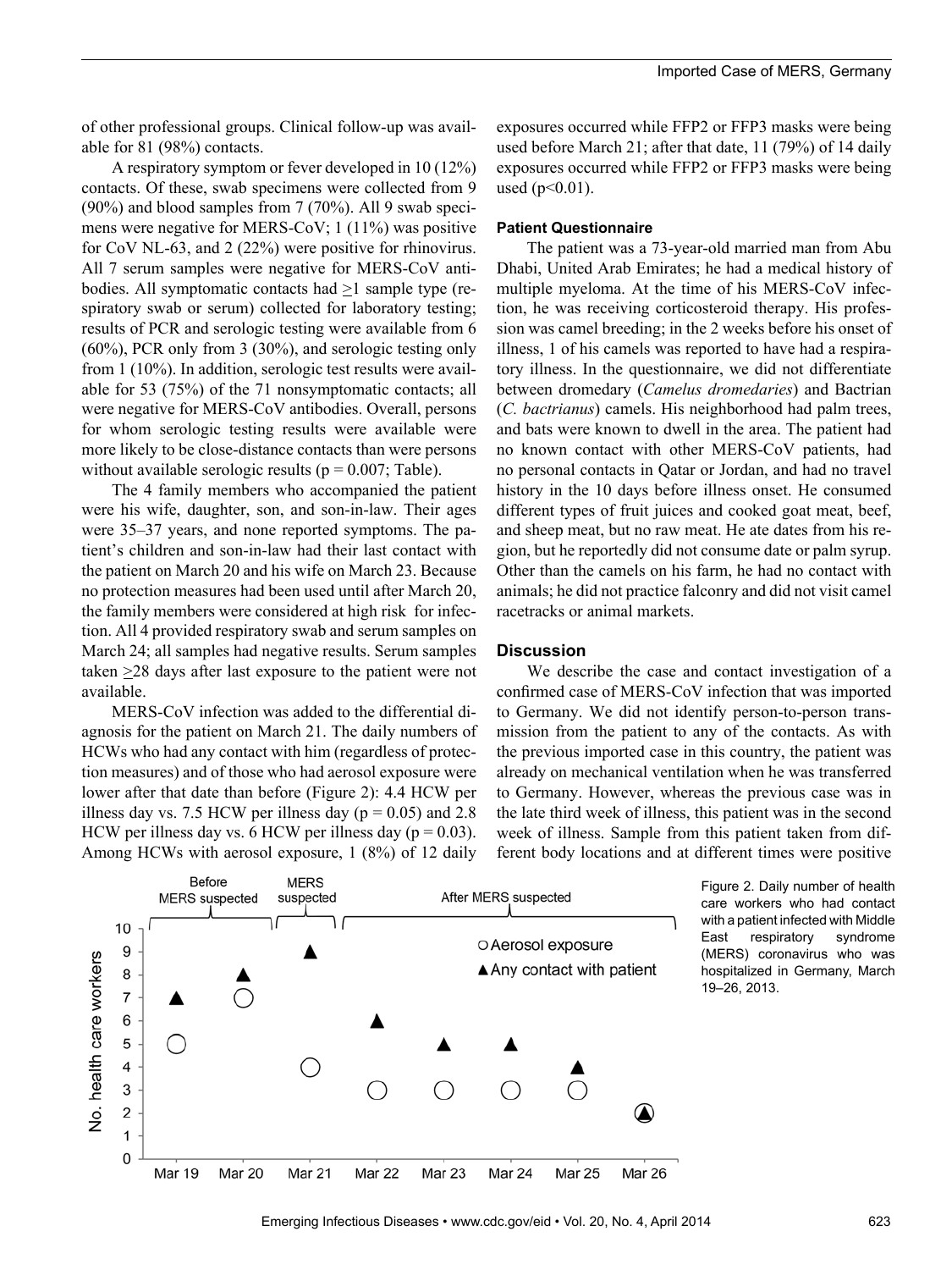of other professional groups. Clinical follow-up was available for 81 (98%) contacts.

A respiratory symptom or fever developed in 10 (12%) contacts. Of these, swab specimens were collected from 9 (90%) and blood samples from 7 (70%). All 9 swab specimens were negative for MERS-CoV; 1 (11%) was positive for CoV NL-63, and 2 (22%) were positive for rhinovirus. All 7 serum samples were negative for MERS-CoV antibodies. All symptomatic contacts had ≥1 sample type (respiratory swab or serum) collected for laboratory testing; results of PCR and serologic testing were available from 6 (60%), PCR only from 3 (30%), and serologic testing only from 1 (10%). In addition, serologic test results were available for 53 (75%) of the 71 nonsymptomatic contacts; all were negative for MERS-CoV antibodies. Overall, persons for whom serologic testing results were available were more likely to be close-distance contacts than were persons without available serologic results ($p = 0.007$; Table).

The 4 family members who accompanied the patient were his wife, daughter, son, and son-in-law. Their ages were 35–37 years, and none reported symptoms. The patient's children and son-in-law had their last contact with the patient on March 20 and his wife on March 23. Because no protection measures had been used until after March 20, the family members were considered at high risk for infection. All 4 provided respiratory swab and serum samples on March 24; all samples had negative results. Serum samples taken ≥28 days after last exposure to the patient were not available.

MERS-CoV infection was added to the differential diagnosis for the patient on March 21. The daily numbers of HCWs who had any contact with him (regardless of protection measures) and of those who had aerosol exposure were lower after that date than before (Figure 2): 4.4 HCW per illness day vs. 7.5 HCW per illness day ($p = 0.05$) and 2.8 HCW per illness day vs. 6 HCW per illness day ($p = 0.03$). Among HCWs with aerosol exposure, 1 (8%) of 12 daily exposures occurred while FFP2 or FFP3 masks were being used before March 21; after that date, 11 (79%) of 14 daily exposures occurred while FFP2 or FFP3 masks were being used ($p<0.01$).

### Patient Questionnaire

The patient was a 73-year-old married man from Abu Dhabi, United Arab Emirates; he had a medical history of multiple myeloma. At the time of his MERS-CoV infection, he was receiving corticosteroid therapy. His profession was camel breeding; in the 2 weeks before his onset of illness, 1 of his camels was reported to have had a respiratory illness. In the questionnaire, we did not differentiate between dromedary (*Camelus dromedaries*) and Bactrian (*C. bactrianus*) camels. His neighborhood had palm trees, and bats were known to dwell in the area. The patient had no known contact with other MERS-CoV patients, had no personal contacts in Qatar or Jordan, and had no travel history in the 10 days before illness onset. He consumed different types of fruit juices and cooked goat meat, beef, and sheep meat, but no raw meat. He ate dates from his region, but he reportedly did not consume date or palm syrup. Other than the camels on his farm, he had no contact with animals; he did not practice falconry and did not visit camel racetracks or animal markets.

### Discussion

We describe the case and contact investigation of a confirmed case of MERS-CoV infection that was imported to Germany. We did not identify person-to-person transmission from the patient to any of the contacts. As with the previous imported case in this country, the patient was already on mechanical ventilation when he was transferred to Germany. However, whereas the previous case was in the late third week of illness, this patient was in the second week of illness. Sample from this patient taken from different body locations and at different times were positive

Figure 2. Daily number of health care workers who had contact with a patient infected with Middle East respiratory syndrome (MERS) coronavirus who was hospitalized in Germany, March 19–26, 2013.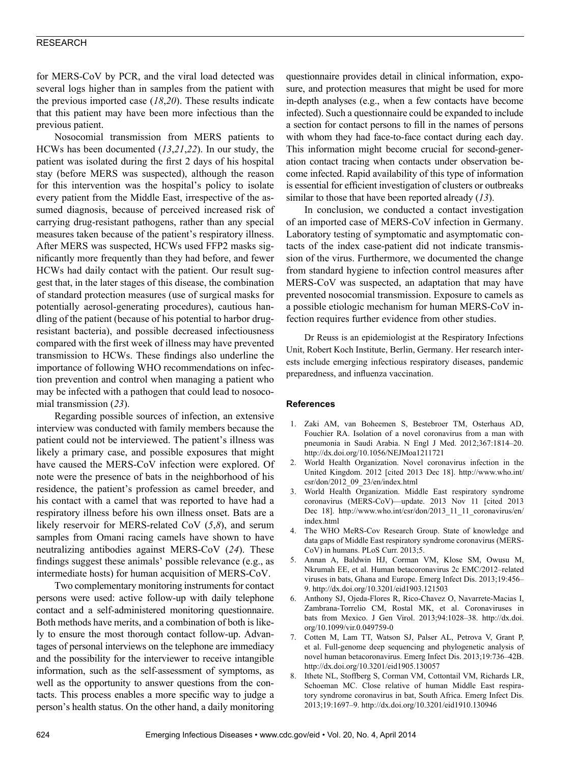for MERS-CoV by PCR, and the viral load detected was several logs higher than in samples from the patient with the previous imported case (*18*,*20*). These results indicate that this patient may have been more infectious than the previous patient.

Nosocomial transmission from MERS patients to HCWs has been documented (*13*,*21*,*22*). In our study, the patient was isolated during the first 2 days of his hospital stay (before MERS was suspected), although the reason for this intervention was the hospital's policy to isolate every patient from the Middle East, irrespective of the assumed diagnosis, because of perceived increased risk of carrying drug-resistant pathogens, rather than any special measures taken because of the patient's respiratory illness. After MERS was suspected, HCWs used FFP2 masks significantly more frequently than they had before, and fewer HCWs had daily contact with the patient. Our result suggest that, in the later stages of this disease, the combination of standard protection measures (use of surgical masks for potentially aerosol-generating procedures), cautious handling of the patient (because of his potential to harbor drug-resistant bacteria), and possible decreased infectiousness compared with the first week of illness may have prevented transmission to HCWs. These findings also underline the importance of following WHO recommendations on infection prevention and control when managing a patient who may be infected with a pathogen that could lead to nosocomial transmission (*23*).

Regarding possible sources of infection, an extensive interview was conducted with family members because the patient could not be interviewed. The patient's illness was likely a primary case, and possible exposures that might have caused the MERS-CoV infection were explored. Of note were the presence of bats in the neighborhood of his residence, the patient's profession as camel breeder, and his contact with a camel that was reported to have had a respiratory illness before his own illness onset. Bats are a likely reservoir for MERS-related CoV (*5*,*8*), and serum samples from Omani racing camels have shown to have neutralizing antibodies against MERS-CoV (*24*). These findings suggest these animals' possible relevance (e.g., as intermediate hosts) for human acquisition of MERS-CoV.

Two complementary monitoring instruments for contact persons were used: active follow-up with daily telephone contact and a self-administered monitoring questionnaire. Both methods have merits, and a combination of both is likely to ensure the most thorough contact follow-up. Advantages of personal interviews on the telephone are immediacy and the possibility for the interviewer to receive intangible information, such as the self-assessment of symptoms, as well as the opportunity to answer questions from the contacts. This process enables a more specific way to judge a person's health status. On the other hand, a daily monitoring questionnaire provides detail in clinical information, exposure, and protection measures that might be used for more in-depth analyses (e.g., when a few contacts have become infected). Such a questionnaire could be expanded to include a section for contact persons to fill in the names of persons with whom they had face-to-face contact during each day. This information might become crucial for second-generation contact tracing when contacts under observation become infected. Rapid availability of this type of information is essential for efficient investigation of clusters or outbreaks similar to those that have been reported already (*13*).

In conclusion, we conducted a contact investigation of an imported case of MERS-CoV infection in Germany. Laboratory testing of symptomatic and asymptomatic contacts of the index case-patient did not indicate transmission of the virus. Furthermore, we documented the change from standard hygiene to infection control measures after MERS-CoV was suspected, an adaptation that may have prevented nosocomial transmission. Exposure to camels as a possible etiologic mechanism for human MERS-CoV infection requires further evidence from other studies.

Dr Reuss is an epidemiologist at the Respiratory Infections Unit, Robert Koch Institute, Berlin, Germany. Her research interests include emerging infectious respiratory diseases, pandemic preparedness, and influenza vaccination.

## References

1. Zaki AM, van Boheemen S, Bestebroer TM, Osterhaus AD, Fouchier RA. Isolation of a novel coronavirus from a man with pneumonia in Saudi Arabia. N Engl J Med. 2012;367:1814–20. http://dx.doi.org/10.1056/NEJMoa1211721
2. World Health Organization. Novel coronavirus infection in the United Kingdom. 2012 [cited 2013 Dec 18]. http://www.who.int/csr/don/2012_09_23/en/index.html
3. World Health Organization. Middle East respiratory syndrome coronavirus (MERS-CoV)—update. 2013 Nov 11 [cited 2013 Dec 18]. http://www.who.int/csr/don/2013_11_11_coronavirus/en/index.html
4. The WHO MeRS-Cov Research Group. State of knowledge and data gaps of Middle East respiratory syndrome coronavirus (MERS-CoV) in humans. PLoS Curr. 2013;5.
5. Annan A, Baldwin HJ, Corman VM, Klose SM, Owusu M, Nkrumah EE, et al. Human betacoronavirus 2c EMC/2012–related viruses in bats, Ghana and Europe. Emerg Infect Dis. 2013;19:456–9. http://dx.doi.org/10.3201/eid1903.121503
6. Anthony SJ, Ojeda-Flores R, Rico-Chavez O, Navarrete-Macias I, Zambrana-Torrelio CM, Rostal MK, et al. Coronaviruses in bats from Mexico. J Gen Virol. 2013;94:1028–38. http://dx.doi.org/10.1099/vir.0.049759-0
7. Cotten M, Lam TT, Watson SJ, Palser AL, Petrova V, Grant P, et al. Full-genome deep sequencing and phylogenetic analysis of novel human betacoronavirus. Emerg Infect Dis. 2013;19:736–42B. http://dx.doi.org/10.3201/eid1905.130057
8. Ithete NL, Stoffberg S, Corman VM, Cottontail VM, Richards LR, Schoeman MC. Close relative of human Middle East respiratory syndrome coronavirus in bat, South Africa. Emerg Infect Dis. 2013;19:1697–9. http://dx.doi.org/10.3201/eid1910.130946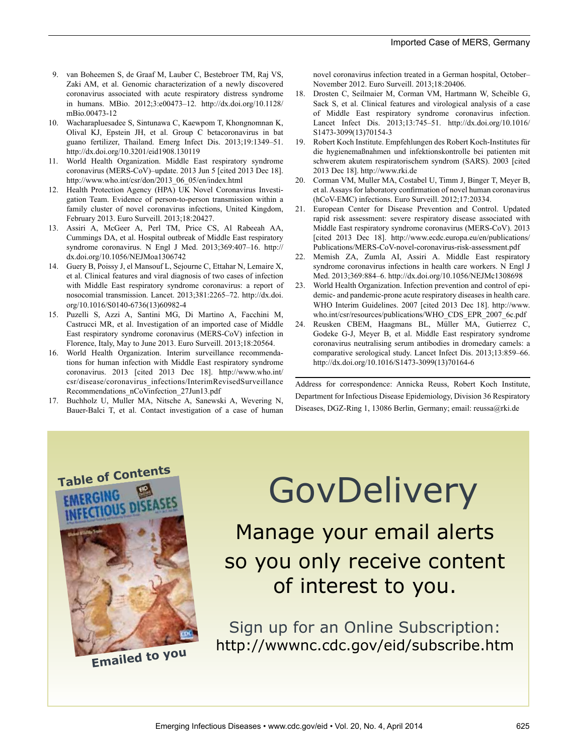9. van Boheemen S, de Graaf M, Lauber C, Bestebroer TM, Raj VS, Zaki AM, et al. Genomic characterization of a newly discovered coronavirus associated with acute respiratory distress syndrome in humans. MBio. 2012;3:e00473–12. http://dx.doi.org/10.1128/mBio.00473-12
10. Wacharapluesadee S, Sintunawa C, Kaewpom T, Khongnomnan K, Olival KJ, Epstein JH, et al. Group C betacoronavirus in bat guano fertilizer, Thailand. Emerg Infect Dis. 2013;19:1349–51. http://dx.doi.org/10.3201/eid1908.130119
11. World Health Organization. Middle East respiratory syndrome coronavirus (MERS-CoV)–update. 2013 Jun 5 [cited 2013 Dec 18]. http://www.who.int/csr/don/2013_06_05/en/index.html
12. Health Protection Agency (HPA) UK Novel Coronavirus Investigation Team. Evidence of person-to-person transmission within a family cluster of novel coronavirus infections, United Kingdom, February 2013. Euro Surveill. 2013;18:20427.
13. Assiri A, McGeer A, Perl TM, Price CS, Al Rabeeah AA, Cummings DA, et al. Hospital outbreak of Middle East respiratory syndrome coronavirus. N Engl J Med. 2013;369:407–16. http://dx.doi.org/10.1056/NEJMoa1306742
14. Guery B, Poissy J, el Mansouf L, Sejourne C, Ettahar N, Lemaire X, et al. Clinical features and viral diagnosis of two cases of infection with Middle East respiratory syndrome coronavirus: a report of nosocomial transmission. Lancet. 2013;381:2265–72. http://dx.doi.org/10.1016/S0140-6736(13)60982-4
15. Puzelli S, Azzi A, Santini MG, Di Martino A, Facchini M, Castrucci MR, et al. Investigation of an imported case of Middle East respiratory syndrome coronavirus (MERS-CoV) infection in Florence, Italy, May to June 2013. Euro Surveill. 2013;18:20564.
16. World Health Organization. Interim surveillance recommendations for human infection with Middle East respiratory syndrome coronavirus. 2013 [cited 2013 Dec 18]. http://www.who.int/csr/disease/coronavirus_infections/InterimRevisedSurveillanceRecommendations_nCoVinfection_27Jun13.pdf
17. Buchholz U, Muller MA, Nitsche A, Sanewski A, Wevering N, Bauer-Balci T, et al. Contact investigation of a case of human novel coronavirus infection treated in a German hospital, October–November 2012. Euro Surveill. 2013;18:20406.
18. Drosten C, Seilmaier M, Corman VM, Hartmann W, Scheible G, Sack S, et al. Clinical features and virological analysis of a case of Middle East respiratory syndrome coronavirus infection. Lancet Infect Dis. 2013;13:745–51. http://dx.doi.org/10.1016/S1473-3099(13)70154-3
19. Robert Koch Institute. Empfehlungen des Robert Koch-Institutes für die hygienemaßnahmen und infektionskontrolle bei patienten mit schwerem akutem respiratorischem syndrom (SARS). 2003 [cited 2013 Dec 18]. http://www.rki.de
20. Corman VM, Muller MA, Costabel U, Timm J, Binger T, Meyer B, et al. Assays for laboratory confirmation of novel human coronavirus (hCoV-EMC) infections. Euro Surveill. 2012;17:20334.
21. European Center for Disease Prevention and Control. Updated rapid risk assessment: severe respiratory disease associated with Middle East respiratory syndrome coronavirus (MERS-CoV). 2013 [cited 2013 Dec 18]. http://www.ecdc.europa.eu/en/publications/Publications/MERS-CoV-novel-coronavirus-risk-assessment.pdf
22. Memish ZA, Zumla AI, Assiri A. Middle East respiratory syndrome coronavirus infections in health care workers. N Engl J Med. 2013;369:884–6. http://dx.doi.org/10.1056/NEJMc1308698
23. World Health Organization. Infection prevention and control of epidemic- and pandemic-prone acute respiratory diseases in health care. WHO Interim Guidelines. 2007 [cited 2013 Dec 18]. http://www.who.int/csr/resources/publications/WHO_CDS_EPR_2007_6c.pdf
24. Reusken CBEM, Haagmans BL, Müller MA, Gutierrez C, Godeke G-J, Meyer B, et al. Middle East respiratory syndrome coronavirus neutralising serum antibodies in dromedary camels: a comparative serological study. Lancet Infect Dis. 2013;13:859–66. http://dx.doi.org/10.1016/S1473-3099(13)70164-6

Address for correspondence: Annicka Reuss, Robert Koch Institute, Department for Infectious Disease Epidemiology, Division 36 Respiratory Diseases, DGZ-Ring 1, 13086 Berlin, Germany; email: reussa@rki.de

Table of Contents

Emailed to you

GovDelivery

Manage your email alerts so you only receive content of interest to you.

Sign up for an Online Subscription:
http://wwwnc.cdc.gov/eid/subscribe.htm